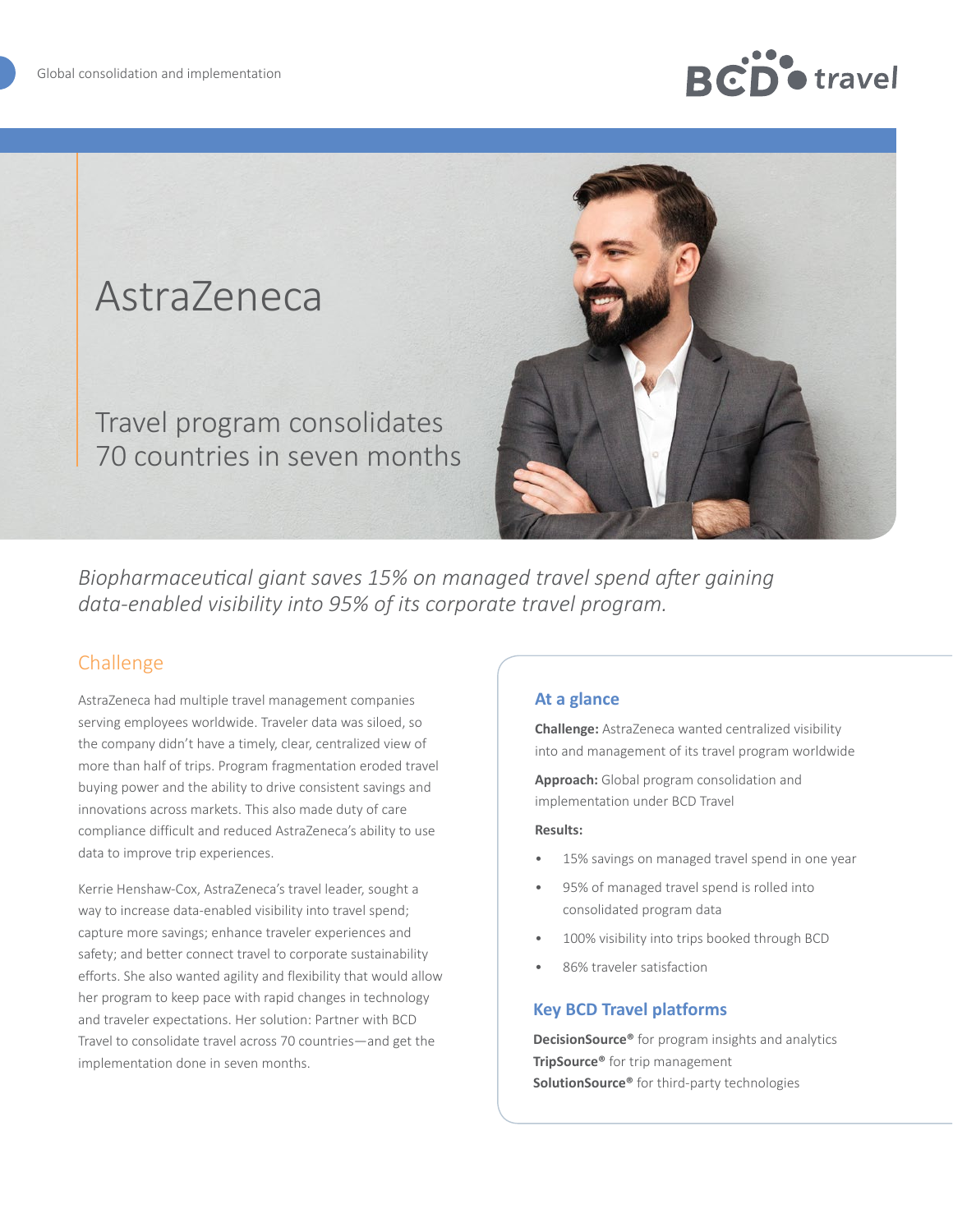# AstraZeneca

## Travel program consolidates 70 countries in seven months

*Biopharmaceutical giant saves 15% on managed travel spend after gaining data-enabled visibility into 95% of its corporate travel program.*

## Challenge

AstraZeneca had multiple travel management companies serving employees worldwide. Traveler data was siloed, so the company didn't have a timely, clear, centralized view of more than half of trips. Program fragmentation eroded travel buying power and the ability to drive consistent savings and innovations across markets. This also made duty of care compliance difficult and reduced AstraZeneca's ability to use data to improve trip experiences.

Kerrie Henshaw-Cox, AstraZeneca's travel leader, sought a way to increase data-enabled visibility into travel spend; capture more savings; enhance traveler experiences and safety; and better connect travel to corporate sustainability efforts. She also wanted agility and flexibility that would allow her program to keep pace with rapid changes in technology and traveler expectations. Her solution: Partner with BCD Travel to consolidate travel across 70 countries—and get the implementation done in seven months.

### At a glance

**Challenge:** AstraZeneca wanted centralized visibility into and management of its travel program worldwide

**Approach:** Global program consolidation and implementation under BCD Travel

**Results:**

- 15% savings on managed travel spend in one year
- 95% of managed travel spend is rolled into consolidated program data
- 100% visibility into trips booked through BCD
- 86% traveler satisfaction

### Key BCD Travel platforms

**DecisionSource®** for program insights and analytics
**TripSource®** for trip management
**SolutionSource®** for third-party technologies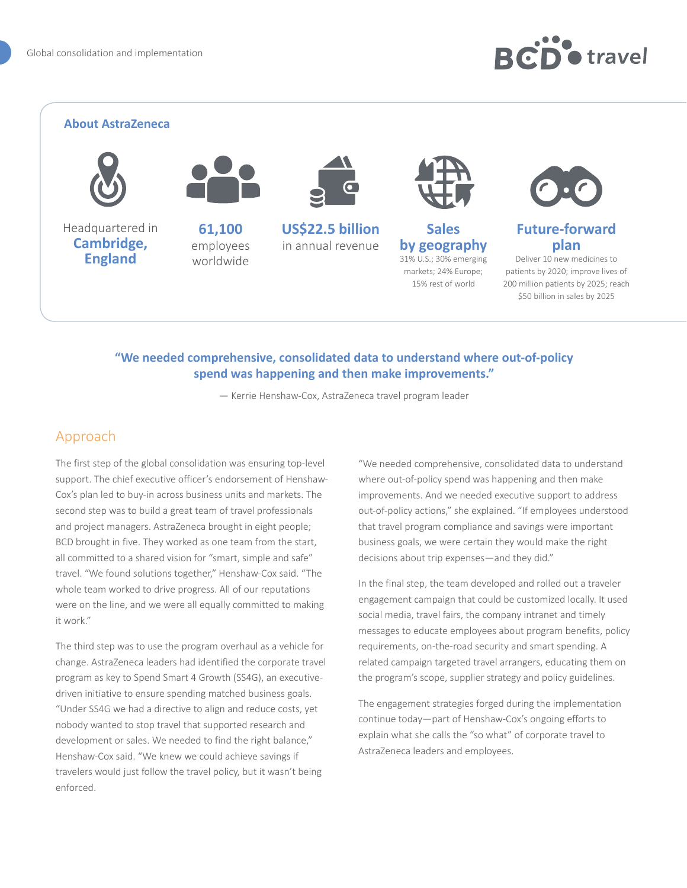## About AstraZeneca

Headquartered in **Cambridge, England**

**61,100** employees worldwide

**US$22.5 billion** in annual revenue

**Sales by geography**
31% U.S.; 30% emerging markets; 24% Europe; 15% rest of world

**Future-forward plan**
Deliver 10 new medicines to patients by 2020; improve lives of 200 million patients by 2025; reach $50 billion in sales by 2025

> **"We needed comprehensive, consolidated data to understand where out-of-policy spend was happening and then make improvements."**
>
> — Kerrie Henshaw-Cox, AstraZeneca travel program leader

## Approach

The first step of the global consolidation was ensuring top-level support. The chief executive officer's endorsement of Henshaw-Cox's plan led to buy-in across business units and markets. The second step was to build a great team of travel professionals and project managers. AstraZeneca brought in eight people; BCD brought in five. They worked as one team from the start, all committed to a shared vision for "smart, simple and safe" travel. "We found solutions together," Henshaw-Cox said. "The whole team worked to drive progress. All of our reputations were on the line, and we were all equally committed to making it work."

The third step was to use the program overhaul as a vehicle for change. AstraZeneca leaders had identified the corporate travel program as key to Spend Smart 4 Growth (SS4G), an executive-driven initiative to ensure spending matched business goals. "Under SS4G we had a directive to align and reduce costs, yet nobody wanted to stop travel that supported research and development or sales. We needed to find the right balance," Henshaw-Cox said. "We knew we could achieve savings if travelers would just follow the travel policy, but it wasn't being enforced.

"We needed comprehensive, consolidated data to understand where out-of-policy spend was happening and then make improvements. And we needed executive support to address out-of-policy actions," she explained. "If employees understood that travel program compliance and savings were important business goals, we were certain they would make the right decisions about trip expenses—and they did."

In the final step, the team developed and rolled out a traveler engagement campaign that could be customized locally. It used social media, travel fairs, the company intranet and timely messages to educate employees about program benefits, policy requirements, on-the-road security and smart spending. A related campaign targeted travel arrangers, educating them on the program's scope, supplier strategy and policy guidelines.

The engagement strategies forged during the implementation continue today—part of Henshaw-Cox's ongoing efforts to explain what she calls the "so what" of corporate travel to AstraZeneca leaders and employees.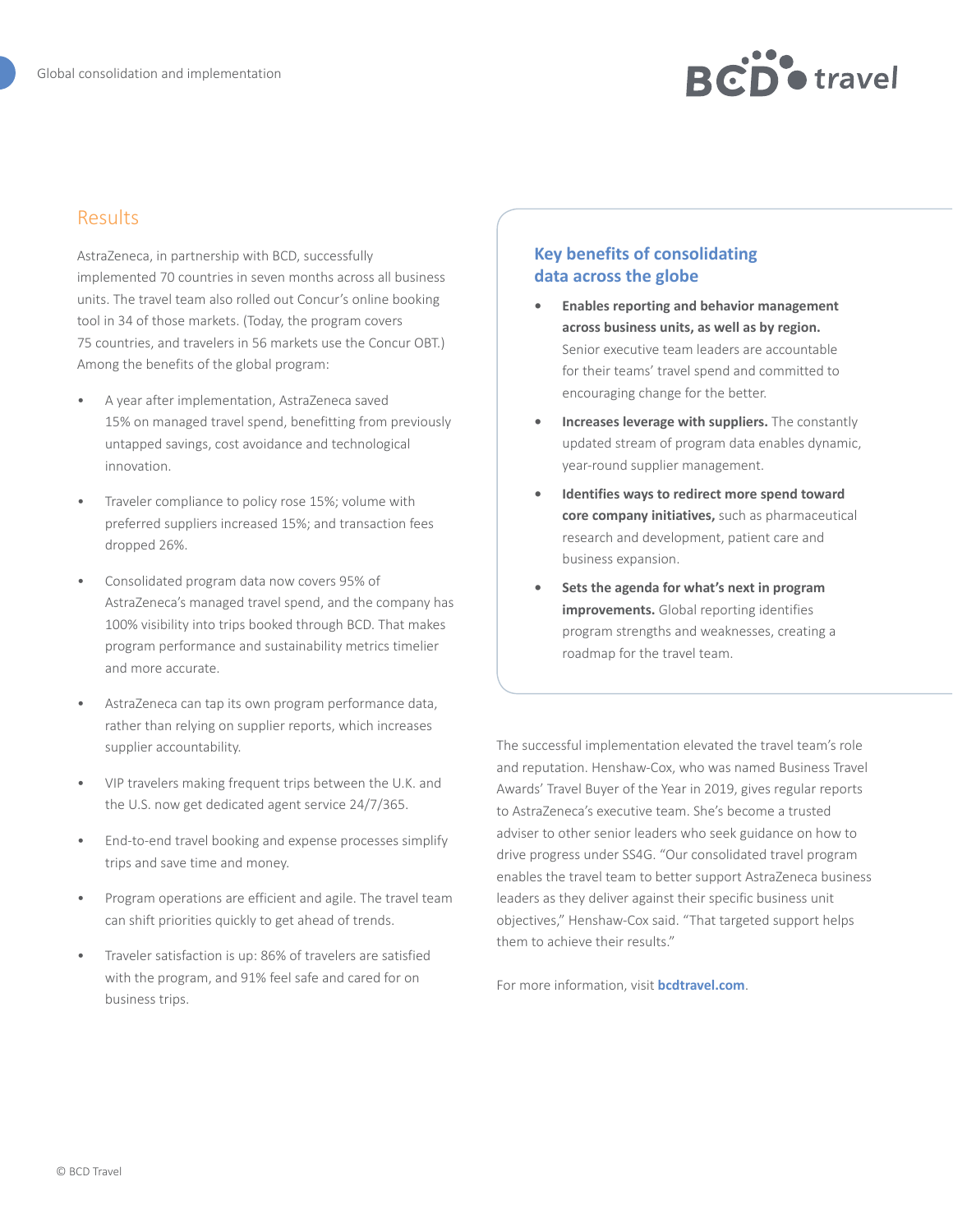## Results

AstraZeneca, in partnership with BCD, successfully implemented 70 countries in seven months across all business units. The travel team also rolled out Concur's online booking tool in 34 of those markets. (Today, the program covers 75 countries, and travelers in 56 markets use the Concur OBT.) Among the benefits of the global program:

- A year after implementation, AstraZeneca saved 15% on managed travel spend, benefitting from previously untapped savings, cost avoidance and technological innovation.
- Traveler compliance to policy rose 15%; volume with preferred suppliers increased 15%; and transaction fees dropped 26%.
- Consolidated program data now covers 95% of AstraZeneca's managed travel spend, and the company has 100% visibility into trips booked through BCD. That makes program performance and sustainability metrics timelier and more accurate.
- AstraZeneca can tap its own program performance data, rather than relying on supplier reports, which increases supplier accountability.
- VIP travelers making frequent trips between the U.K. and the U.S. now get dedicated agent service 24/7/365.
- End-to-end travel booking and expense processes simplify trips and save time and money.
- Program operations are efficient and agile. The travel team can shift priorities quickly to get ahead of trends.
- Traveler satisfaction is up: 86% of travelers are satisfied with the program, and 91% feel safe and cared for on business trips.

### Key benefits of consolidating data across the globe

- **Enables reporting and behavior management across business units, as well as by region.** Senior executive team leaders are accountable for their teams' travel spend and committed to encouraging change for the better.
- **Increases leverage with suppliers.** The constantly updated stream of program data enables dynamic, year-round supplier management.
- **Identifies ways to redirect more spend toward core company initiatives,** such as pharmaceutical research and development, patient care and business expansion.
- **Sets the agenda for what's next in program improvements.** Global reporting identifies program strengths and weaknesses, creating a roadmap for the travel team.

The successful implementation elevated the travel team's role and reputation. Henshaw-Cox, who was named Business Travel Awards' Travel Buyer of the Year in 2019, gives regular reports to AstraZeneca's executive team. She's become a trusted adviser to other senior leaders who seek guidance on how to drive progress under SS4G. "Our consolidated travel program enables the travel team to better support AstraZeneca business leaders as they deliver against their specific business unit objectives," Henshaw-Cox said. "That targeted support helps them to achieve their results."

For more information, visit **bcdtravel.com**.